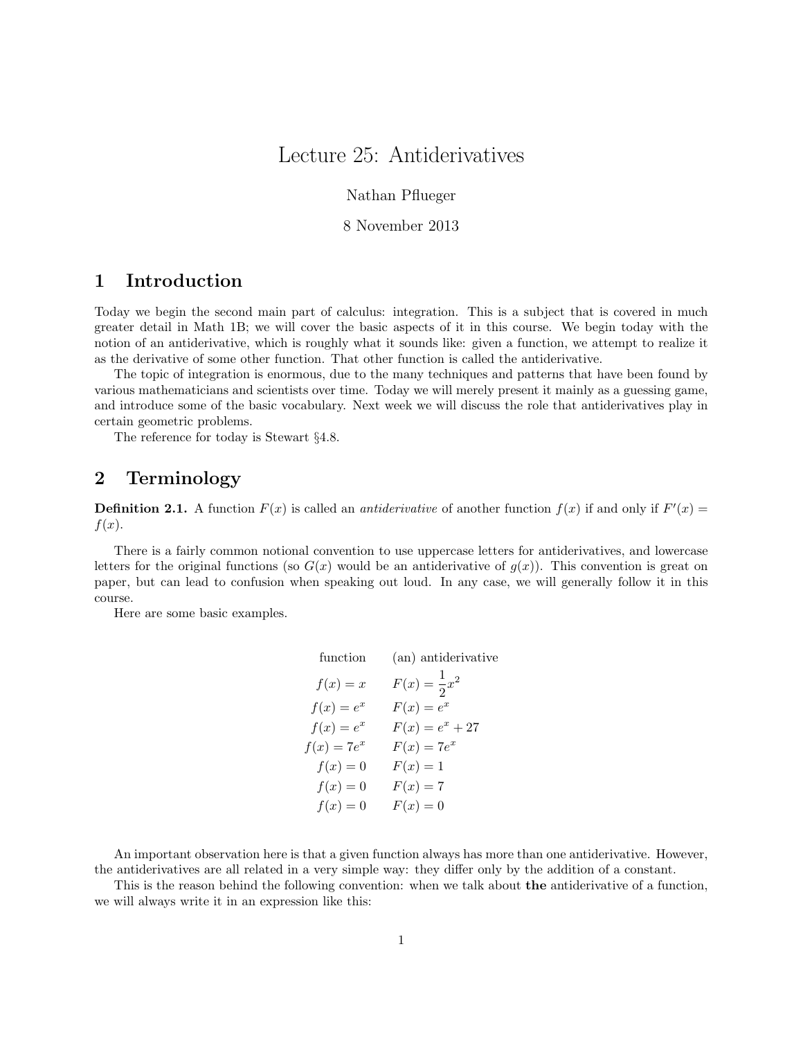# Lecture 25: Antiderivatives

Nathan Pflueger

8 November 2013

## 1 Introduction

Today we begin the second main part of calculus: integration. This is a subject that is covered in much greater detail in Math 1B; we will cover the basic aspects of it in this course. We begin today with the notion of an antiderivative, which is roughly what it sounds like: given a function, we attempt to realize it as the derivative of some other function. That other function is called the antiderivative.

The topic of integration is enormous, due to the many techniques and patterns that have been found by various mathematicians and scientists over time. Today we will merely present it mainly as a guessing game, and introduce some of the basic vocabulary. Next week we will discuss the role that antiderivatives play in certain geometric problems.

The reference for today is Stewart §4.8.

## 2 Terminology

**Definition 2.1.** A function $F(x)$ is called an *antiderivative* of another function $f(x)$ if and only if $F'(x) = f(x)$.

There is a fairly common notional convention to use uppercase letters for antiderivatives, and lowercase letters for the original functions (so $G(x)$ would be an antiderivative of $g(x)$). This convention is great on paper, but can lead to confusion when speaking out loud. In any case, we will generally follow it in this course.

Here are some basic examples.

| function | (an) antiderivative |
|---|---|
| $f(x) = x$ | $F(x) = \frac{1}{2}x^2$ |
| $f(x) = e^x$ | $F(x) = e^x$ |
| $f(x) = e^x$ | $F(x) = e^x + 27$ |
| $f(x) = 7e^x$ | $F(x) = 7e^x$ |
| $f(x) = 0$ | $F(x) = 1$ |
| $f(x) = 0$ | $F(x) = 7$ |
| $f(x) = 0$ | $F(x) = 0$ |

An important observation here is that a given function always has more than one antiderivative. However, the antiderivatives are all related in a very simple way: they differ only by the addition of a constant.

This is the reason behind the following convention: when we talk about **the** antiderivative of a function, we will always write it in an expression like this: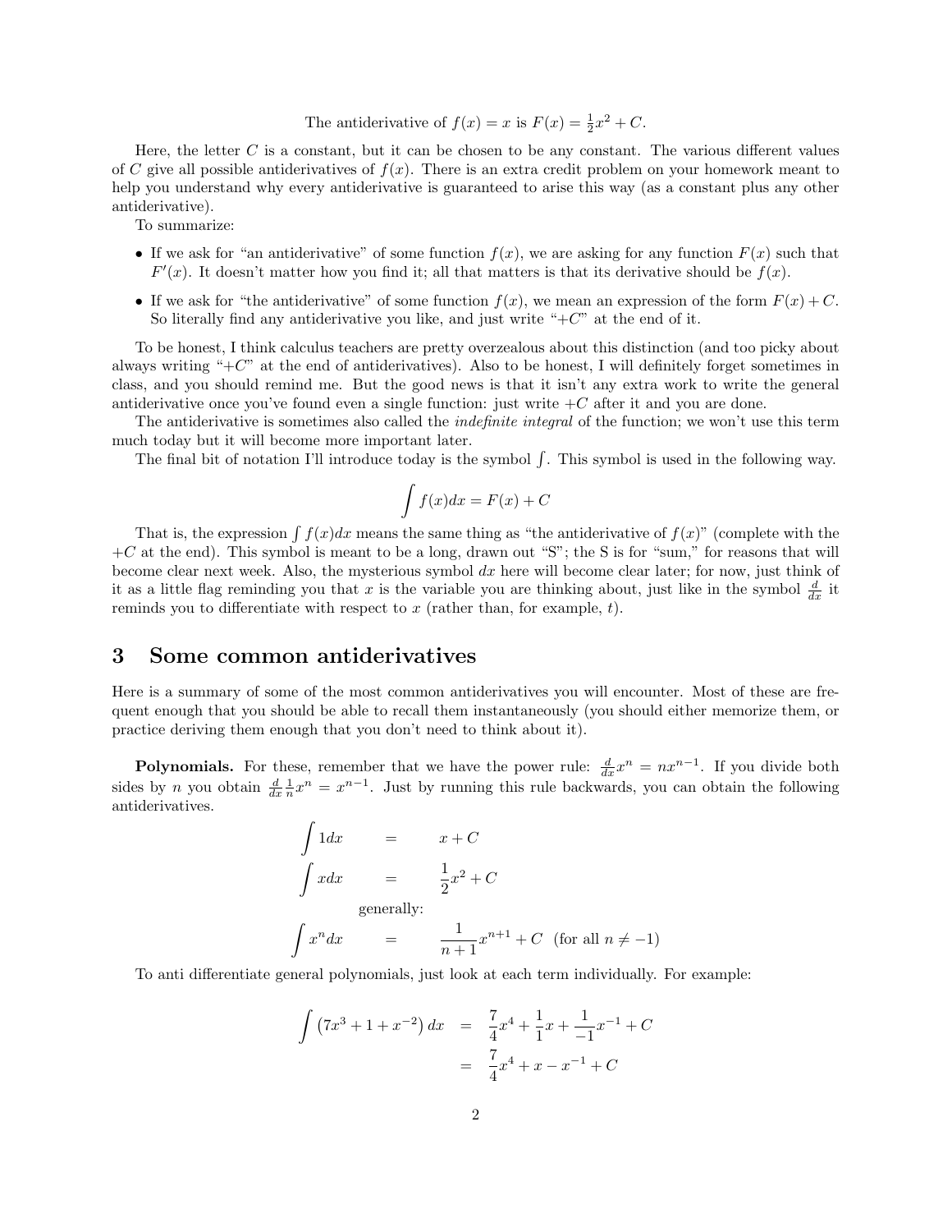The antiderivative of $f(x) = x$ is $F(x) = \frac{1}{2}x^2 + C$.

Here, the letter $C$ is a constant, but it can be chosen to be any constant. The various different values of $C$ give all possible antiderivatives of $f(x)$. There is an extra credit problem on your homework meant to help you understand why every antiderivative is guaranteed to arise this way (as a constant plus any other antiderivative).

To summarize:

- If we ask for "an antiderivative" of some function $f(x)$, we are asking for any function $F(x)$ such that $F'(x)$. It doesn't matter how you find it; all that matters is that its derivative should be $f(x)$.
- If we ask for "the antiderivative" of some function $f(x)$, we mean an expression of the form $F(x) + C$. So literally find any antiderivative you like, and just write "$+C$" at the end of it.

To be honest, I think calculus teachers are pretty overzealous about this distinction (and too picky about always writing "$+C$" at the end of antiderivatives). Also to be honest, I will definitely forget sometimes in class, and you should remind me. But the good news is that it isn't any extra work to write the general antiderivative once you've found even a single function: just write $+C$ after it and you are done.

The antiderivative is sometimes also called the *indefinite integral* of the function; we won't use this term much today but it will become more important later.

The final bit of notation I'll introduce today is the symbol $\int$. This symbol is used in the following way.

$$\int f(x)dx = F(x) + C$$

That is, the expression $\int f(x)dx$ means the same thing as "the antiderivative of $f(x)$" (complete with the $+C$ at the end). This symbol is meant to be a long, drawn out "S"; the S is for "sum," for reasons that will become clear next week. Also, the mysterious symbol $dx$ here will become clear later; for now, just think of it as a little flag reminding you that $x$ is the variable you are thinking about, just like in the symbol $\frac{d}{dx}$ it reminds you to differentiate with respect to $x$ (rather than, for example, $t$).

## 3 Some common antiderivatives

Here is a summary of some of the most common antiderivatives you will encounter. Most of these are frequent enough that you should be able to recall them instantaneously (you should either memorize them, or practice deriving them enough that you don't need to think about it).

**Polynomials.** For these, remember that we have the power rule: $\frac{d}{dx}x^n = nx^{n-1}$. If you divide both sides by $n$ you obtain $\frac{d}{dx}\frac{1}{n}x^n = x^{n-1}$. Just by running this rule backwards, you can obtain the following antiderivatives.

$$\int 1dx = x + C$$

$$\int xdx = \frac{1}{2}x^2 + C$$

generally:

$$\int x^n dx = \frac{1}{n+1}x^{n+1} + C \quad \text{(for all } n \neq -1\text{)}$$

To anti differentiate general polynomials, just look at each term individually. For example:

$$\begin{aligned}
\int \left(7x^3 + 1 + x^{-2}\right) dx &= \frac{7}{4}x^4 + \frac{1}{1}x + \frac{1}{-1}x^{-1} + C \\
&= \frac{7}{4}x^4 + x - x^{-1} + C
\end{aligned}$$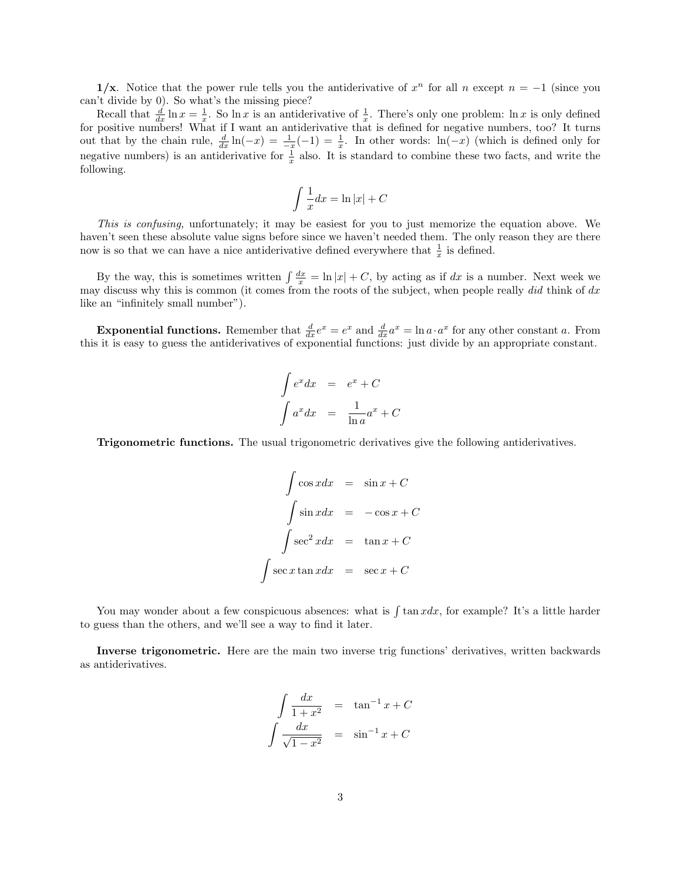**1/x**. Notice that the power rule tells you the antiderivative of $x^n$ for all $n$ except $n = -1$ (since you can't divide by 0). So what's the missing piece?

Recall that $\frac{d}{dx} \ln x = \frac{1}{x}$. So $\ln x$ is an antiderivative of $\frac{1}{x}$. There's only one problem: $\ln x$ is only defined for positive numbers! What if I want an antiderivative that is defined for negative numbers, too? It turns out that by the chain rule, $\frac{d}{dx} \ln(-x) = \frac{1}{-x}(-1) = \frac{1}{x}$. In other words: $\ln(-x)$ (which is defined only for negative numbers) is an antiderivative for $\frac{1}{x}$ also. It is standard to combine these two facts, and write the following.

$$\int \frac{1}{x} dx = \ln |x| + C$$

*This is confusing,* unfortunately; it may be easiest for you to just memorize the equation above. We haven't seen these absolute value signs before since we haven't needed them. The only reason they are there now is so that we can have a nice antiderivative defined everywhere that $\frac{1}{x}$ is defined.

By the way, this is sometimes written $\int \frac{dx}{x} = \ln |x| + C$, by acting as if $dx$ is a number. Next week we may discuss why this is common (it comes from the roots of the subject, when people really *did* think of $dx$ like an "infinitely small number").

**Exponential functions.** Remember that $\frac{d}{dx} e^x = e^x$ and $\frac{d}{dx} a^x = \ln a \cdot a^x$ for any other constant $a$. From this it is easy to guess the antiderivatives of exponential functions: just divide by an appropriate constant.

$$\begin{aligned}
\int e^x dx &= e^x + C \\
\int a^x dx &= \frac{1}{\ln a} a^x + C
\end{aligned}$$

**Trigonometric functions.** The usual trigonometric derivatives give the following antiderivatives.

$$\begin{aligned}
\int \cos x dx &= \sin x + C \\
\int \sin x dx &= -\cos x + C \\
\int \sec^2 x dx &= \tan x + C \\
\int \sec x \tan x dx &= \sec x + C
\end{aligned}$$

You may wonder about a few conspicuous absences: what is $\int \tan x dx$, for example? It's a little harder to guess than the others, and we'll see a way to find it later.

**Inverse trigonometric.** Here are the main two inverse trig functions' derivatives, written backwards as antiderivatives.

$$\begin{aligned}
\int \frac{dx}{1 + x^2} &= \tan^{-1} x + C \\
\int \frac{dx}{\sqrt{1 - x^2}} &= \sin^{-1} x + C
\end{aligned}$$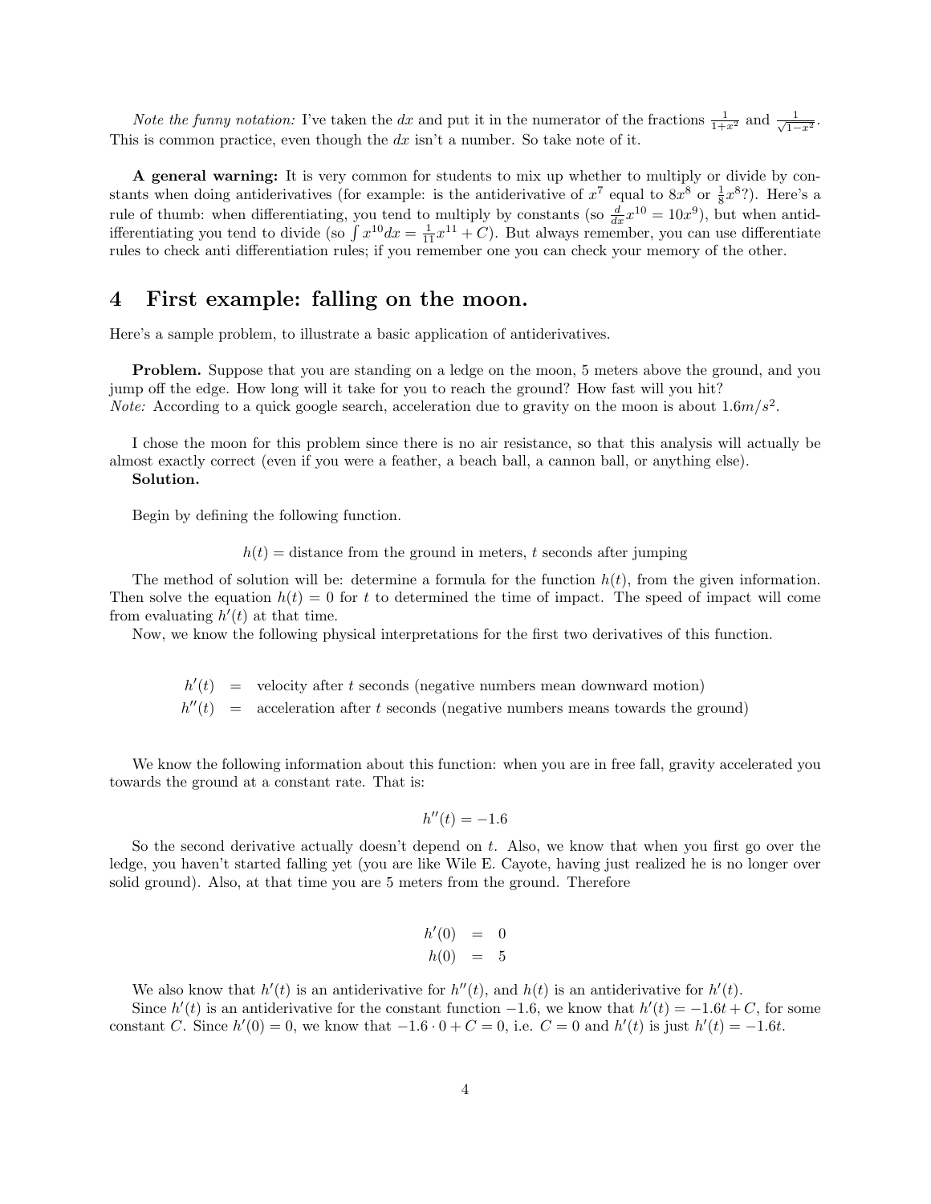*Note the funny notation:* I've taken the $dx$ and put it in the numerator of the fractions $\frac{1}{1+x^2}$ and $\frac{1}{\sqrt{1-x^2}}$. This is common practice, even though the $dx$ isn't a number. So take note of it.

**A general warning:** It is very common for students to mix up whether to multiply or divide by constants when doing antiderivatives (for example: is the antiderivative of $x^7$ equal to $8x^8$ or $\frac{1}{8}x^8$?). Here's a rule of thumb: when differentiating, you tend to multiply by constants (so $\frac{d}{dx}x^{10} = 10x^9$), but when antidifferentiating you tend to divide (so $\int x^{10}dx = \frac{1}{11}x^{11} + C$). But always remember, you can use differentiate rules to check anti differentiation rules; if you remember one you can check your memory of the other.

# 4 First example: falling on the moon.

Here's a sample problem, to illustrate a basic application of antiderivatives.

**Problem.** Suppose that you are standing on a ledge on the moon, 5 meters above the ground, and you jump off the edge. How long will it take for you to reach the ground? How fast will you hit?
*Note:* According to a quick google search, acceleration due to gravity on the moon is about $1.6 m/s^2$.

I chose the moon for this problem since there is no air resistance, so that this analysis will actually be almost exactly correct (even if you were a feather, a beach ball, a cannon ball, or anything else).
**Solution.**

Begin by defining the following function.

$$h(t) = \text{distance from the ground in meters, } t \text{ seconds after jumping}$$

The method of solution will be: determine a formula for the function $h(t)$, from the given information. Then solve the equation $h(t) = 0$ for $t$ to determined the time of impact. The speed of impact will come from evaluating $h'(t)$ at that time.

Now, we know the following physical interpretations for the first two derivatives of this function.

$$\begin{aligned} h'(t) &= \text{velocity after } t \text{ seconds (negative numbers mean downward motion)} \\ h''(t) &= \text{acceleration after } t \text{ seconds (negative numbers means towards the ground)} \end{aligned}$$

We know the following information about this function: when you are in free fall, gravity accelerated you towards the ground at a constant rate. That is:

$$h''(t) = -1.6$$

So the second derivative actually doesn't depend on $t$. Also, we know that when you first go over the ledge, you haven't started falling yet (you are like Wile E. Cayote, having just realized he is no longer over solid ground). Also, at that time you are 5 meters from the ground. Therefore

$$\begin{aligned} h'(0) &= 0 \\ h(0) &= 5 \end{aligned}$$

We also know that $h'(t)$ is an antiderivative for $h''(t)$, and $h(t)$ is an antiderivative for $h'(t)$.

Since $h'(t)$ is an antiderivative for the constant function $-1.6$, we know that $h'(t) = -1.6t + C$, for some constant $C$. Since $h'(0) = 0$, we know that $-1.6 \cdot 0 + C = 0$, i.e. $C = 0$ and $h'(t)$ is just $h'(t) = -1.6t$.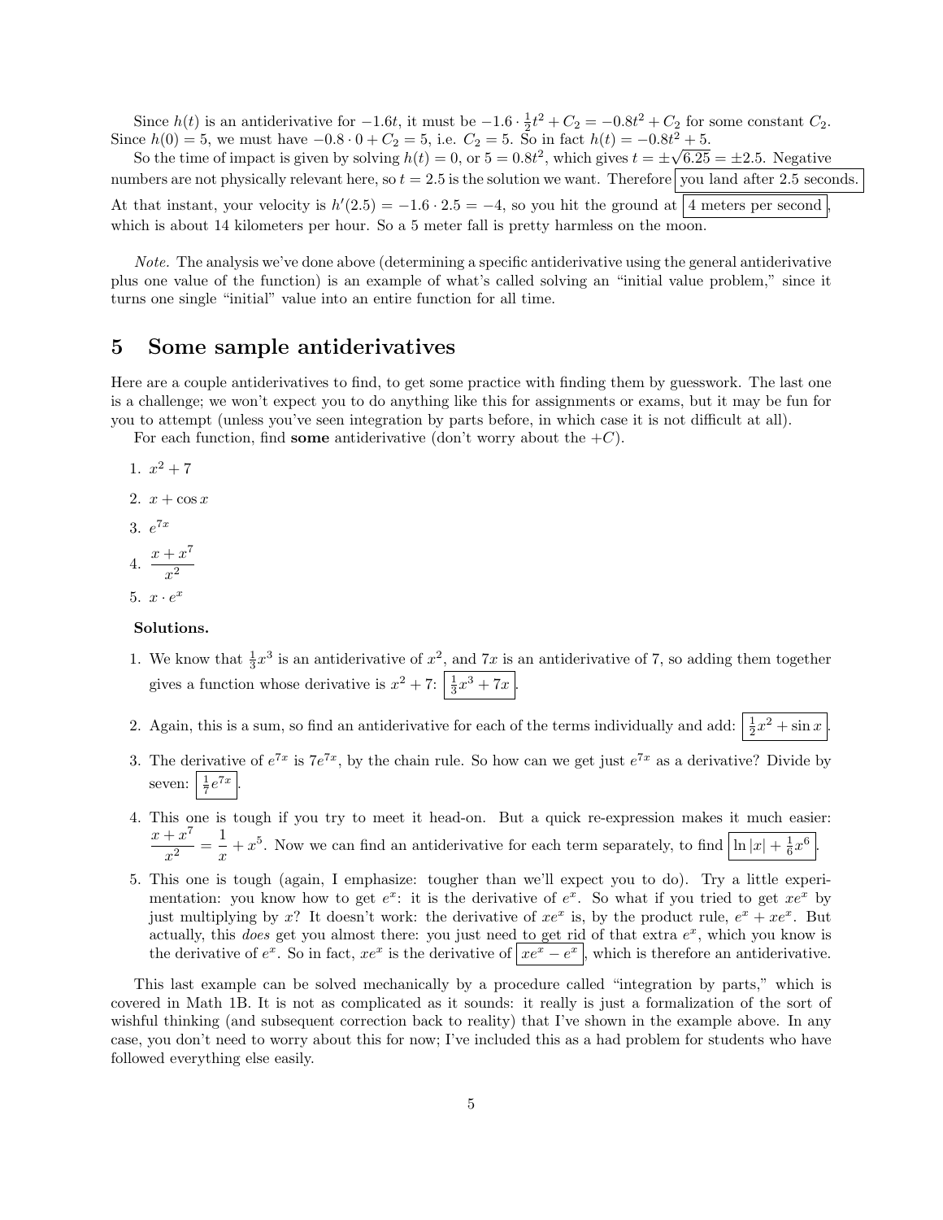Since $h(t)$ is an antiderivative for $-1.6t$, it must be $-1.6 \cdot \frac{1}{2}t^2 + C_2 = -0.8t^2 + C_2$ for some constant $C_2$. Since $h(0) = 5$, we must have $-0.8 \cdot 0 + C_2 = 5$, i.e. $C_2 = 5$. So in fact $h(t) = -0.8t^2 + 5$.

So the time of impact is given by solving $h(t) = 0$, or $5 = 0.8t^2$, which gives $t = \pm\sqrt{6.25} = \pm 2.5$. Negative numbers are not physically relevant here, so $t = 2.5$ is the solution we want. Therefore $\boxed{\text{you land after 2.5 seconds.}}$ At that instant, your velocity is $h'(2.5) = -1.6 \cdot 2.5 = -4$, so you hit the ground at $\boxed{\text{4 meters per second}}$, which is about 14 kilometers per hour. So a 5 meter fall is pretty harmless on the moon.

*Note.* The analysis we've done above (determining a specific antiderivative using the general antiderivative plus one value of the function) is an example of what's called solving an "initial value problem," since it turns one single "initial" value into an entire function for all time.

## 5 Some sample antiderivatives

Here are a couple antiderivatives to find, to get some practice with finding them by guesswork. The last one is a challenge; we won't expect you to do anything like this for assignments or exams, but it may be fun for you to attempt (unless you've seen integration by parts before, in which case it is not difficult at all).

For each function, find **some** antiderivative (don't worry about the $+C$).

1. $x^2 + 7$
2. $x + \cos x$
3. $e^{7x}$
4. $\dfrac{x + x^7}{x^2}$
5. $x \cdot e^x$

**Solutions.**

1. We know that $\frac{1}{3}x^3$ is an antiderivative of $x^2$, and $7x$ is an antiderivative of 7, so adding them together gives a function whose derivative is $x^2 + 7$: $\boxed{\frac{1}{3}x^3 + 7x}$.
2. Again, this is a sum, so find an antiderivative for each of the terms individually and add: $\boxed{\frac{1}{2}x^2 + \sin x}$.
3. The derivative of $e^{7x}$ is $7e^{7x}$, by the chain rule. So how can we get just $e^{7x}$ as a derivative? Divide by seven: $\boxed{\frac{1}{7}e^{7x}}$.
4. This one is tough if you try to meet it head-on. But a quick re-expression makes it much easier: $\dfrac{x + x^7}{x^2} = \dfrac{1}{x} + x^5$. Now we can find an antiderivative for each term separately, to find $\boxed{\ln|x| + \frac{1}{6}x^6}$.
5. This one is tough (again, I emphasize: tougher than we'll expect you to do). Try a little experimentation: you know how to get $e^x$: it is the derivative of $e^x$. So what if you tried to get $xe^x$ by just multiplying by $x$? It doesn't work: the derivative of $xe^x$ is, by the product rule, $e^x + xe^x$. But actually, this *does* get you almost there: you just need to get rid of that extra $e^x$, which you know is the derivative of $e^x$. So in fact, $xe^x$ is the derivative of $\boxed{xe^x - e^x}$, which is therefore an antiderivative.

This last example can be solved mechanically by a procedure called "integration by parts," which is covered in Math 1B. It is not as complicated as it sounds: it really is just a formalization of the sort of wishful thinking (and subsequent correction back to reality) that I've shown in the example above. In any case, you don't need to worry about this for now; I've included this as a had problem for students who have followed everything else easily.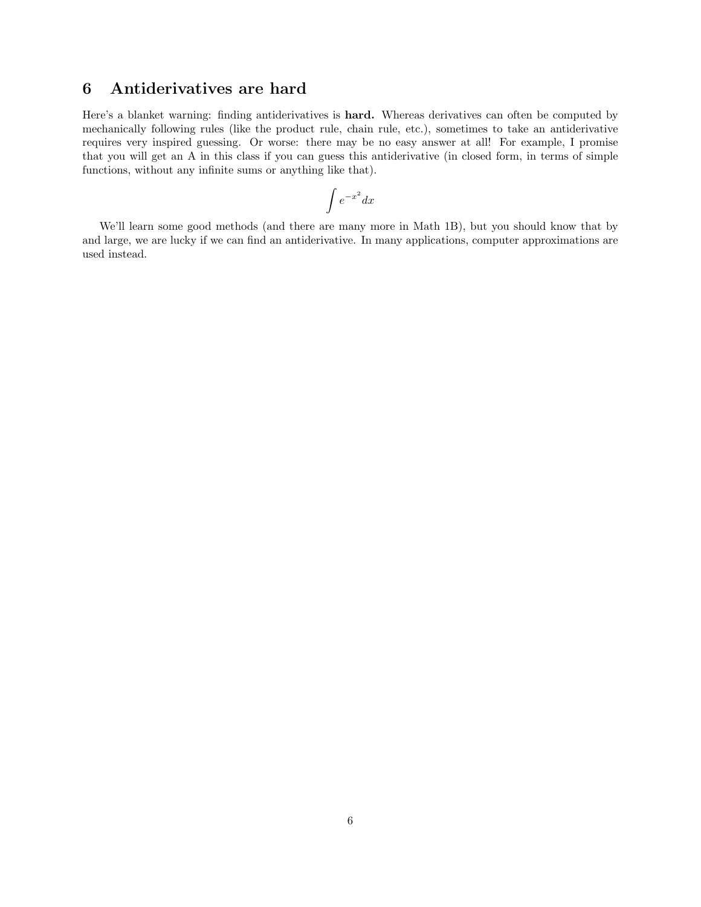## 6 Antiderivatives are hard

Here's a blanket warning: finding antiderivatives is **hard.** Whereas derivatives can often be computed by mechanically following rules (like the product rule, chain rule, etc.), sometimes to take an antiderivative requires very inspired guessing. Or worse: there may be no easy answer at all! For example, I promise that you will get an A in this class if you can guess this antiderivative (in closed form, in terms of simple functions, without any infinite sums or anything like that).

$$\int e^{-x^2} dx$$

We'll learn some good methods (and there are many more in Math 1B), but you should know that by and large, we are lucky if we can find an antiderivative. In many applications, computer approximations are used instead.